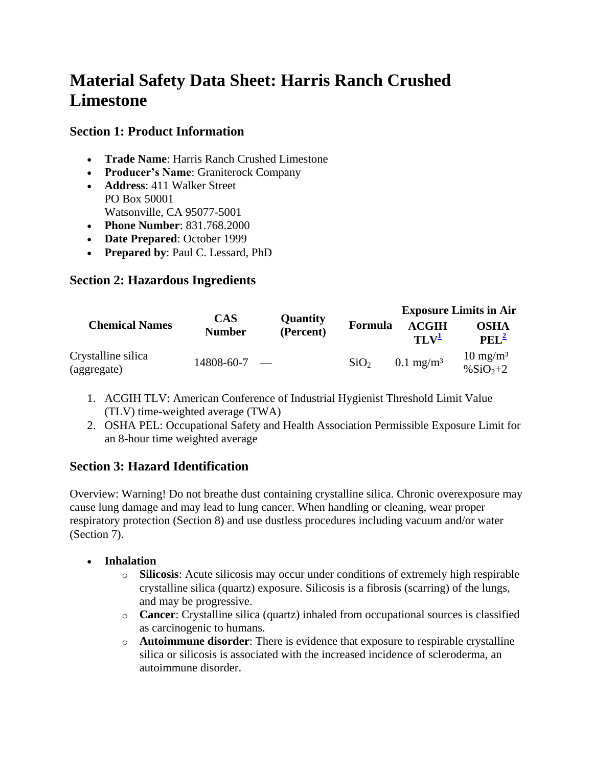# Material Safety Data Sheet: Harris Ranch Crushed Limestone

## Section 1: Product Information

- **Trade Name**: Harris Ranch Crushed Limestone
- **Producer's Name**: Graniterock Company
- **Address**: 411 Walker Street
  PO Box 50001
  Watsonville, CA 95077-5001
- **Phone Number**: 831.768.2000
- **Date Prepared**: October 1999
- **Prepared by**: Paul C. Lessard, PhD

## Section 2: Hazardous Ingredients

| Chemical Names | CAS Number | Quantity (Percent) | Formula | Exposure Limits in Air | |
|---|---|---|---|---|---|
| | | | | ACGIH TLV[1] | OSHA PEL[2] |
| Crystalline silica (aggregate) | 14808-60-7 | — | $SiO_2$ | 0.1 mg/m³ | 10 mg/m³ $\%SiO_2+2$ |

1. ACGIH TLV: American Conference of Industrial Hygienist Threshold Limit Value (TLV) time-weighted average (TWA)
2. OSHA PEL: Occupational Safety and Health Association Permissible Exposure Limit for an 8-hour time weighted average

## Section 3: Hazard Identification

Overview: Warning! Do not breathe dust containing crystalline silica. Chronic overexposure may cause lung damage and may lead to lung cancer. When handling or cleaning, wear proper respiratory protection (Section 8) and use dustless procedures including vacuum and/or water (Section 7).

- **Inhalation**
  - **Silicosis**: Acute silicosis may occur under conditions of extremely high respirable crystalline silica (quartz) exposure. Silicosis is a fibrosis (scarring) of the lungs, and may be progressive.
  - **Cancer**: Crystalline silica (quartz) inhaled from occupational sources is classified as carcinogenic to humans.
  - **Autoimmune disorder**: There is evidence that exposure to respirable crystalline silica or silicosis is associated with the increased incidence of scleroderma, an autoimmune disorder.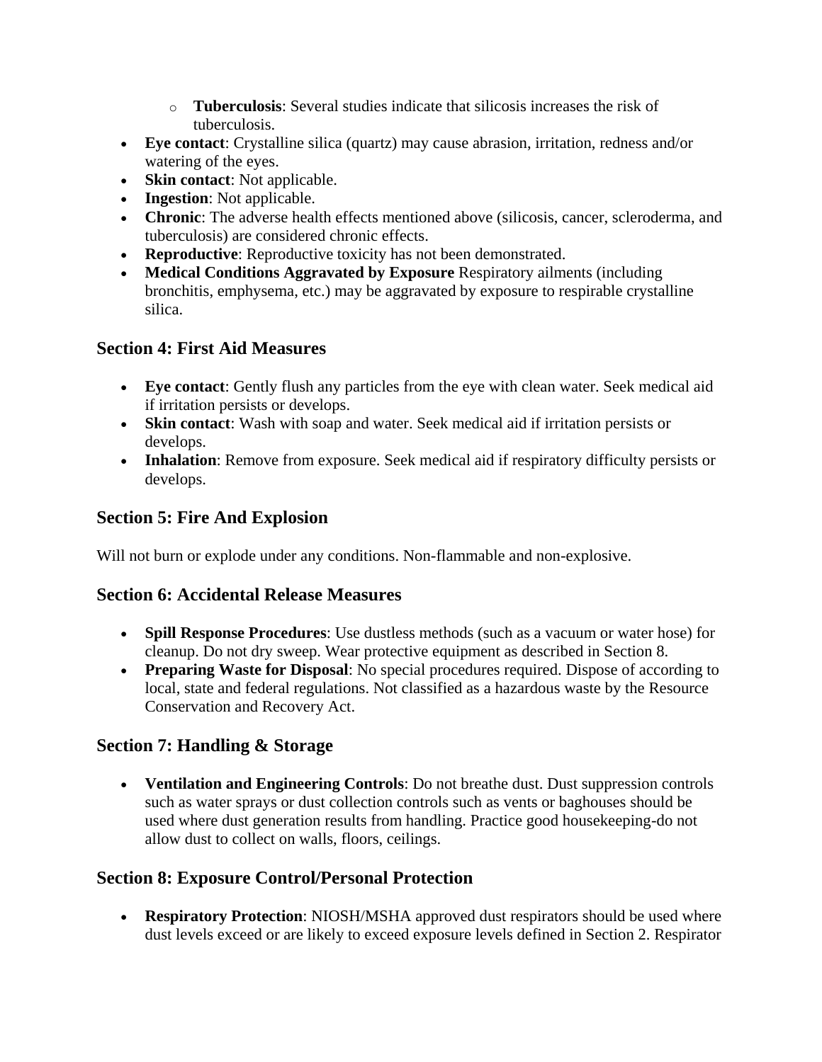- **Tuberculosis**: Several studies indicate that silicosis increases the risk of tuberculosis.
- **Eye contact**: Crystalline silica (quartz) may cause abrasion, irritation, redness and/or watering of the eyes.
- **Skin contact**: Not applicable.
- **Ingestion**: Not applicable.
- **Chronic**: The adverse health effects mentioned above (silicosis, cancer, scleroderma, and tuberculosis) are considered chronic effects.
- **Reproductive**: Reproductive toxicity has not been demonstrated.
- **Medical Conditions Aggravated by Exposure** Respiratory ailments (including bronchitis, emphysema, etc.) may be aggravated by exposure to respirable crystalline silica.

## Section 4: First Aid Measures

- **Eye contact**: Gently flush any particles from the eye with clean water. Seek medical aid if irritation persists or develops.
- **Skin contact**: Wash with soap and water. Seek medical aid if irritation persists or develops.
- **Inhalation**: Remove from exposure. Seek medical aid if respiratory difficulty persists or develops.

## Section 5: Fire And Explosion

Will not burn or explode under any conditions. Non-flammable and non-explosive.

## Section 6: Accidental Release Measures

- **Spill Response Procedures**: Use dustless methods (such as a vacuum or water hose) for cleanup. Do not dry sweep. Wear protective equipment as described in Section 8.
- **Preparing Waste for Disposal**: No special procedures required. Dispose of according to local, state and federal regulations. Not classified as a hazardous waste by the Resource Conservation and Recovery Act.

## Section 7: Handling & Storage

- **Ventilation and Engineering Controls**: Do not breathe dust. Dust suppression controls such as water sprays or dust collection controls such as vents or baghouses should be used where dust generation results from handling. Practice good housekeeping-do not allow dust to collect on walls, floors, ceilings.

## Section 8: Exposure Control/Personal Protection

- **Respiratory Protection**: NIOSH/MSHA approved dust respirators should be used where dust levels exceed or are likely to exceed exposure levels defined in Section 2. Respirator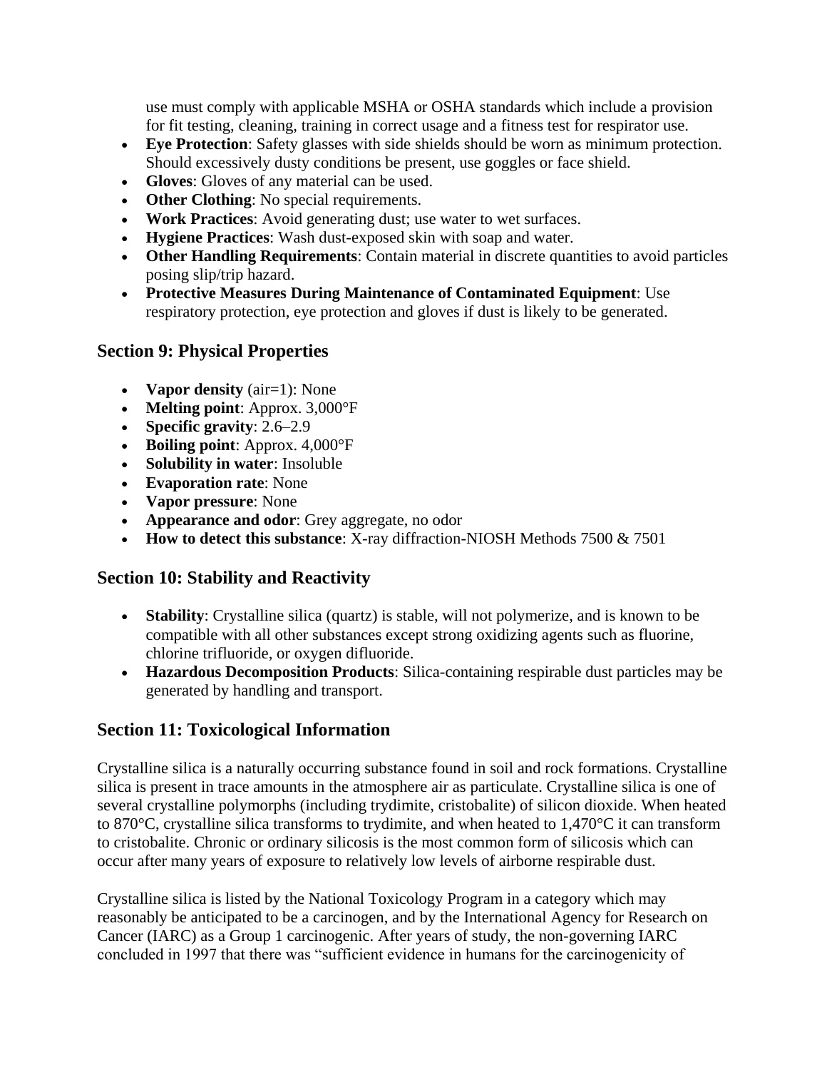use must comply with applicable MSHA or OSHA standards which include a provision for fit testing, cleaning, training in correct usage and a fitness test for respirator use.

- **Eye Protection**: Safety glasses with side shields should be worn as minimum protection. Should excessively dusty conditions be present, use goggles or face shield.
- **Gloves**: Gloves of any material can be used.
- **Other Clothing**: No special requirements.
- **Work Practices**: Avoid generating dust; use water to wet surfaces.
- **Hygiene Practices**: Wash dust-exposed skin with soap and water.
- **Other Handling Requirements**: Contain material in discrete quantities to avoid particles posing slip/trip hazard.
- **Protective Measures During Maintenance of Contaminated Equipment**: Use respiratory protection, eye protection and gloves if dust is likely to be generated.

## Section 9: Physical Properties

- **Vapor density** (air=1): None
- **Melting point**: Approx. 3,000°F
- **Specific gravity**: 2.6–2.9
- **Boiling point**: Approx. 4,000°F
- **Solubility in water**: Insoluble
- **Evaporation rate**: None
- **Vapor pressure**: None
- **Appearance and odor**: Grey aggregate, no odor
- **How to detect this substance**: X-ray diffraction-NIOSH Methods 7500 & 7501

## Section 10: Stability and Reactivity

- **Stability**: Crystalline silica (quartz) is stable, will not polymerize, and is known to be compatible with all other substances except strong oxidizing agents such as fluorine, chlorine trifluoride, or oxygen difluoride.
- **Hazardous Decomposition Products**: Silica-containing respirable dust particles may be generated by handling and transport.

## Section 11: Toxicological Information

Crystalline silica is a naturally occurring substance found in soil and rock formations. Crystalline silica is present in trace amounts in the atmosphere air as particulate. Crystalline silica is one of several crystalline polymorphs (including trydimite, cristobalite) of silicon dioxide. When heated to 870°C, crystalline silica transforms to trydimite, and when heated to 1,470°C it can transform to cristobalite. Chronic or ordinary silicosis is the most common form of silicosis which can occur after many years of exposure to relatively low levels of airborne respirable dust.

Crystalline silica is listed by the National Toxicology Program in a category which may reasonably be anticipated to be a carcinogen, and by the International Agency for Research on Cancer (IARC) as a Group 1 carcinogenic. After years of study, the non-governing IARC concluded in 1997 that there was "sufficient evidence in humans for the carcinogenicity of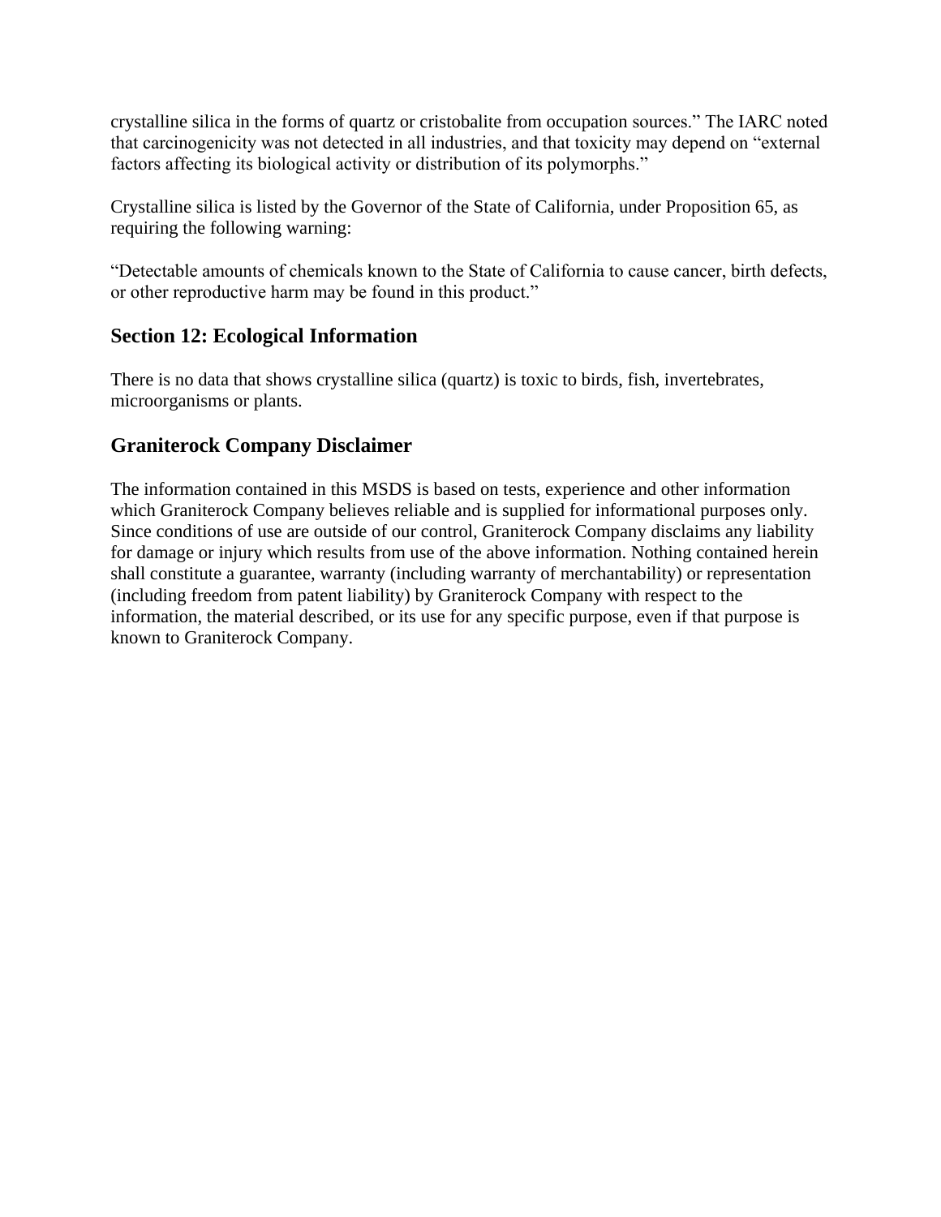crystalline silica in the forms of quartz or cristobalite from occupation sources." The IARC noted that carcinogenicity was not detected in all industries, and that toxicity may depend on "external factors affecting its biological activity or distribution of its polymorphs."

Crystalline silica is listed by the Governor of the State of California, under Proposition 65, as requiring the following warning:

"Detectable amounts of chemicals known to the State of California to cause cancer, birth defects, or other reproductive harm may be found in this product."

## Section 12: Ecological Information

There is no data that shows crystalline silica (quartz) is toxic to birds, fish, invertebrates, microorganisms or plants.

## Graniterock Company Disclaimer

The information contained in this MSDS is based on tests, experience and other information which Graniterock Company believes reliable and is supplied for informational purposes only. Since conditions of use are outside of our control, Graniterock Company disclaims any liability for damage or injury which results from use of the above information. Nothing contained herein shall constitute a guarantee, warranty (including warranty of merchantability) or representation (including freedom from patent liability) by Graniterock Company with respect to the information, the material described, or its use for any specific purpose, even if that purpose is known to Graniterock Company.